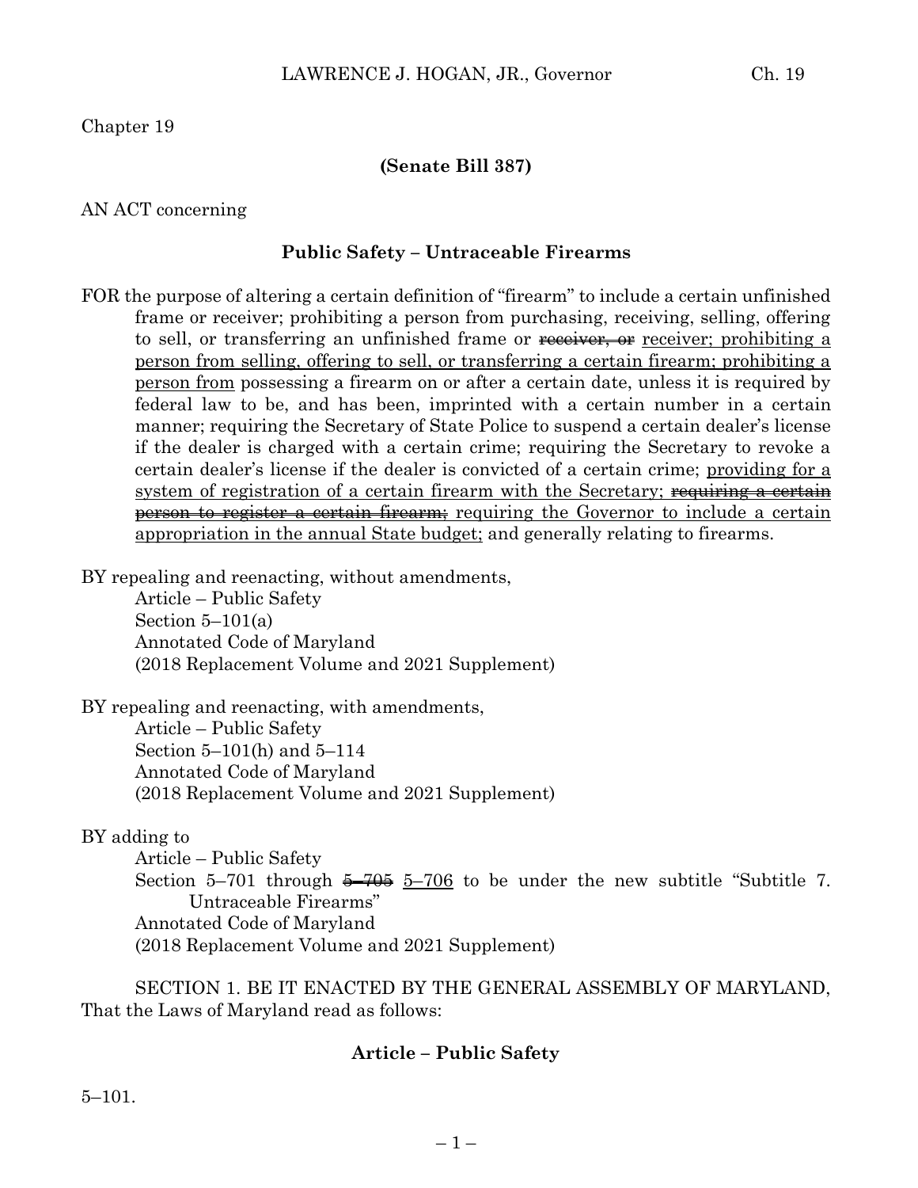Chapter 19

**(Senate Bill 387)**

AN ACT concerning

**Public Safety – Untraceable Firearms**

FOR the purpose of altering a certain definition of "firearm" to include a certain unfinished frame or receiver; prohibiting a person from purchasing, receiving, selling, offering to sell, or transferring an unfinished frame or ~~receiver, or~~ <u>receiver; prohibiting a person from selling, offering to sell, or transferring a certain firearm; prohibiting a person from</u> possessing a firearm on or after a certain date, unless it is required by federal law to be, and has been, imprinted with a certain number in a certain manner; requiring the Secretary of State Police to suspend a certain dealer's license if the dealer is charged with a certain crime; requiring the Secretary to revoke a certain dealer's license if the dealer is convicted of a certain crime; <u>providing for a system of registration of a certain firearm with the Secretary;</u> ~~requiring a certain person to register a certain firearm;~~ <u>requiring the Governor to include a certain appropriation in the annual State budget;</u> and generally relating to firearms.

BY repealing and reenacting, without amendments,
Article – Public Safety
Section 5–101(a)
Annotated Code of Maryland
(2018 Replacement Volume and 2021 Supplement)

BY repealing and reenacting, with amendments,
Article – Public Safety
Section 5–101(h) and 5–114
Annotated Code of Maryland
(2018 Replacement Volume and 2021 Supplement)

BY adding to
Article – Public Safety
Section 5–701 through ~~5–705~~ <u>5–706</u> to be under the new subtitle "Subtitle 7. Untraceable Firearms"
Annotated Code of Maryland
(2018 Replacement Volume and 2021 Supplement)

SECTION 1. BE IT ENACTED BY THE GENERAL ASSEMBLY OF MARYLAND, That the Laws of Maryland read as follows:

**Article – Public Safety**

5–101.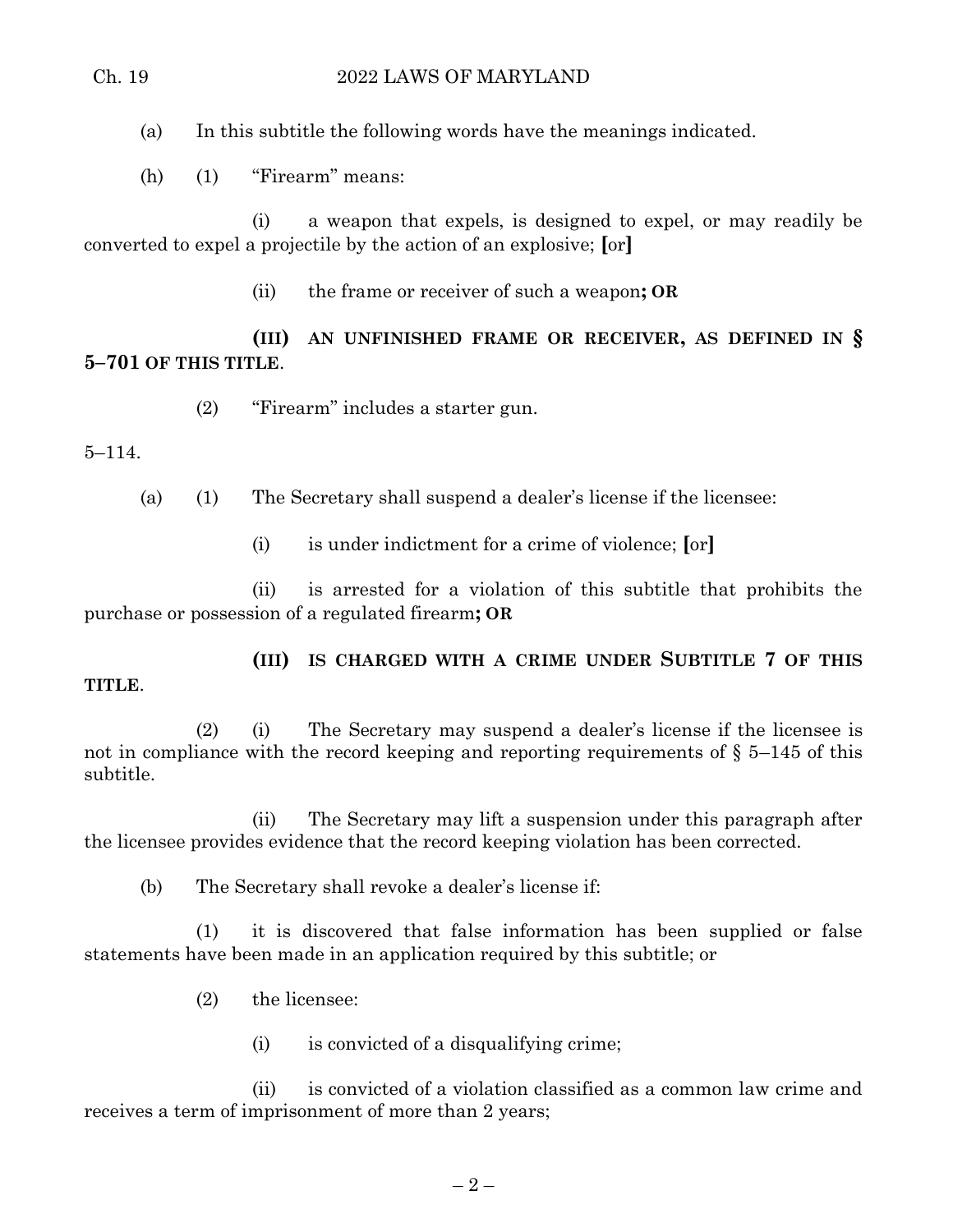(a) In this subtitle the following words have the meanings indicated.

(h) (1) "Firearm" means:

(i) a weapon that expels, is designed to expel, or may readily be converted to expel a projectile by the action of an explosive; **[**or**]**

(ii) the frame or receiver of such a weapon**; OR**

**(III) AN UNFINISHED FRAME OR RECEIVER, AS DEFINED IN § 5–701 OF THIS TITLE**.

(2) "Firearm" includes a starter gun.

5–114.

(a) (1) The Secretary shall suspend a dealer's license if the licensee:

(i) is under indictment for a crime of violence; **[**or**]**

(ii) is arrested for a violation of this subtitle that prohibits the purchase or possession of a regulated firearm**; OR**

**(III) IS CHARGED WITH A CRIME UNDER SUBTITLE 7 OF THIS TITLE**.

(2) (i) The Secretary may suspend a dealer's license if the licensee is not in compliance with the record keeping and reporting requirements of § 5–145 of this subtitle.

(ii) The Secretary may lift a suspension under this paragraph after the licensee provides evidence that the record keeping violation has been corrected.

(b) The Secretary shall revoke a dealer's license if:

(1) it is discovered that false information has been supplied or false statements have been made in an application required by this subtitle; or

(2) the licensee:

(i) is convicted of a disqualifying crime;

(ii) is convicted of a violation classified as a common law crime and receives a term of imprisonment of more than 2 years;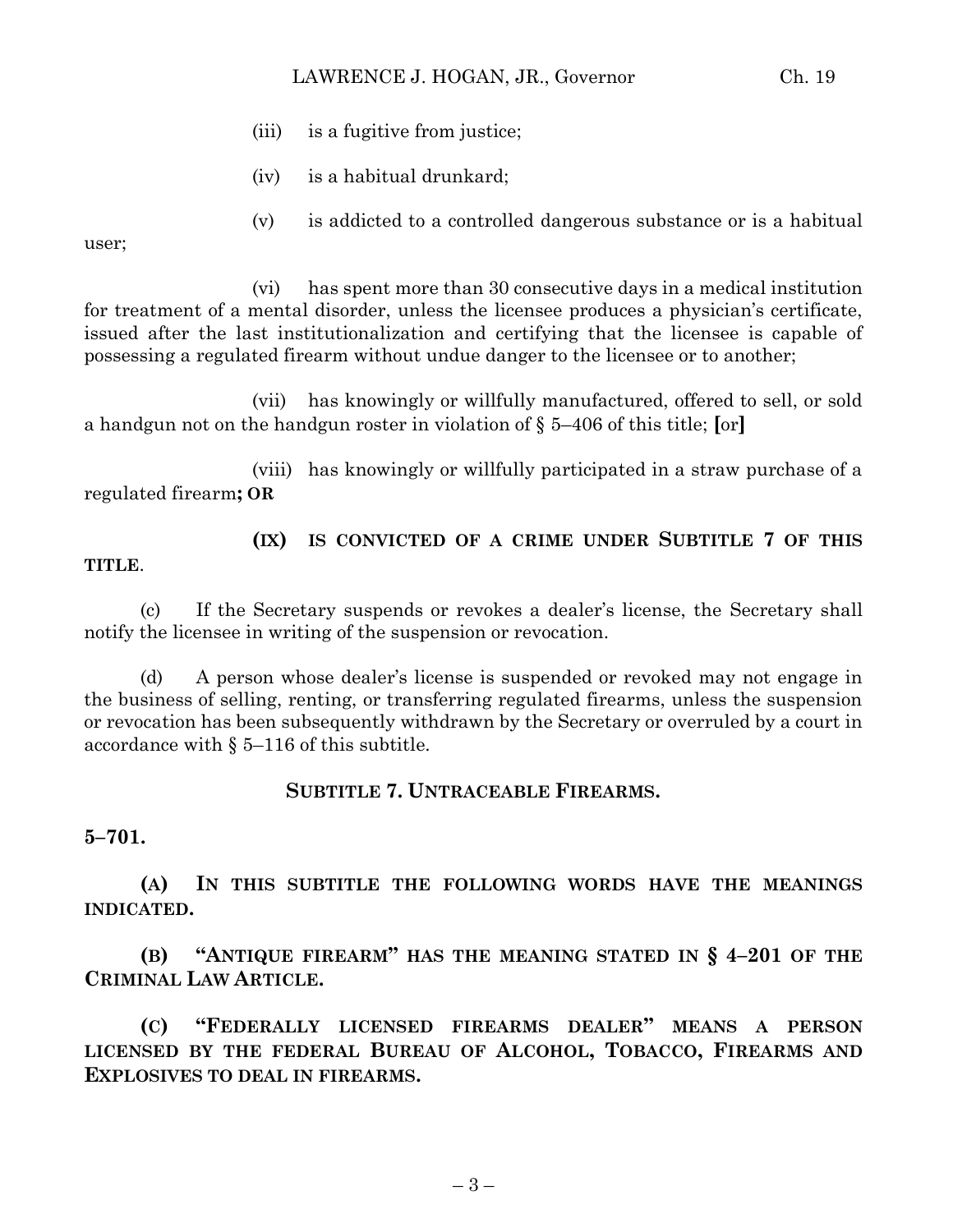(iii) is a fugitive from justice;

(iv) is a habitual drunkard;

(v) is addicted to a controlled dangerous substance or is a habitual user;

(vi) has spent more than 30 consecutive days in a medical institution for treatment of a mental disorder, unless the licensee produces a physician's certificate, issued after the last institutionalization and certifying that the licensee is capable of possessing a regulated firearm without undue danger to the licensee or to another;

(vii) has knowingly or willfully manufactured, offered to sell, or sold a handgun not on the handgun roster in violation of § 5–406 of this title; **[**or**]**

(viii) has knowingly or willfully participated in a straw purchase of a regulated firearm**; OR**

**(IX) IS CONVICTED OF A CRIME UNDER SUBTITLE 7 OF THIS TITLE**.

(c) If the Secretary suspends or revokes a dealer's license, the Secretary shall notify the licensee in writing of the suspension or revocation.

(d) A person whose dealer's license is suspended or revoked may not engage in the business of selling, renting, or transferring regulated firearms, unless the suspension or revocation has been subsequently withdrawn by the Secretary or overruled by a court in accordance with § 5–116 of this subtitle.

**SUBTITLE 7. UNTRACEABLE FIREARMS.**

**5–701.**

**(A) IN THIS SUBTITLE THE FOLLOWING WORDS HAVE THE MEANINGS INDICATED.**

**(B) "ANTIQUE FIREARM" HAS THE MEANING STATED IN § 4–201 OF THE CRIMINAL LAW ARTICLE.**

**(C) "FEDERALLY LICENSED FIREARMS DEALER" MEANS A PERSON LICENSED BY THE FEDERAL BUREAU OF ALCOHOL, TOBACCO, FIREARMS AND EXPLOSIVES TO DEAL IN FIREARMS.**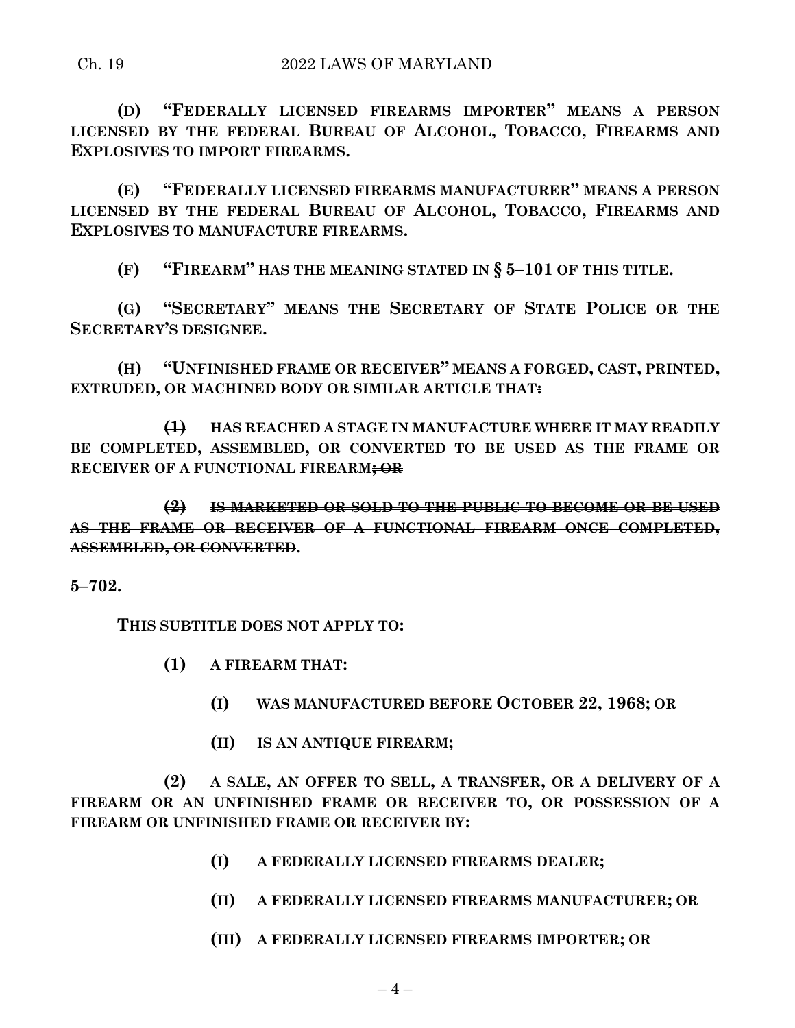**(D) "FEDERALLY LICENSED FIREARMS IMPORTER" MEANS A PERSON LICENSED BY THE FEDERAL BUREAU OF ALCOHOL, TOBACCO, FIREARMS AND EXPLOSIVES TO IMPORT FIREARMS.**

**(E) "FEDERALLY LICENSED FIREARMS MANUFACTURER" MEANS A PERSON LICENSED BY THE FEDERAL BUREAU OF ALCOHOL, TOBACCO, FIREARMS AND EXPLOSIVES TO MANUFACTURE FIREARMS.**

**(F) "FIREARM" HAS THE MEANING STATED IN § 5–101 OF THIS TITLE.**

**(G) "SECRETARY" MEANS THE SECRETARY OF STATE POLICE OR THE SECRETARY'S DESIGNEE.**

**(H) "UNFINISHED FRAME OR RECEIVER" MEANS A FORGED, CAST, PRINTED, EXTRUDED, OR MACHINED BODY OR SIMILAR ARTICLE THAT~~:~~**

**~~(1)~~ HAS REACHED A STAGE IN MANUFACTURE WHERE IT MAY READILY BE COMPLETED, ASSEMBLED, OR CONVERTED TO BE USED AS THE FRAME OR RECEIVER OF A FUNCTIONAL FIREARM~~; OR~~**

**~~(2) IS MARKETED OR SOLD TO THE PUBLIC TO BECOME OR BE USED AS THE FRAME OR RECEIVER OF A FUNCTIONAL FIREARM ONCE COMPLETED, ASSEMBLED, OR CONVERTED~~.**

**5–702.**

**THIS SUBTITLE DOES NOT APPLY TO:**

**(1) A FIREARM THAT:**

**(I) WAS MANUFACTURED BEFORE <u>OCTOBER 22,</u> 1968; OR**

**(II) IS AN ANTIQUE FIREARM;**

**(2) A SALE, AN OFFER TO SELL, A TRANSFER, OR A DELIVERY OF A FIREARM OR AN UNFINISHED FRAME OR RECEIVER TO, OR POSSESSION OF A FIREARM OR UNFINISHED FRAME OR RECEIVER BY:**

**(I) A FEDERALLY LICENSED FIREARMS DEALER;**

**(II) A FEDERALLY LICENSED FIREARMS MANUFACTURER; OR**

**(III) A FEDERALLY LICENSED FIREARMS IMPORTER; OR**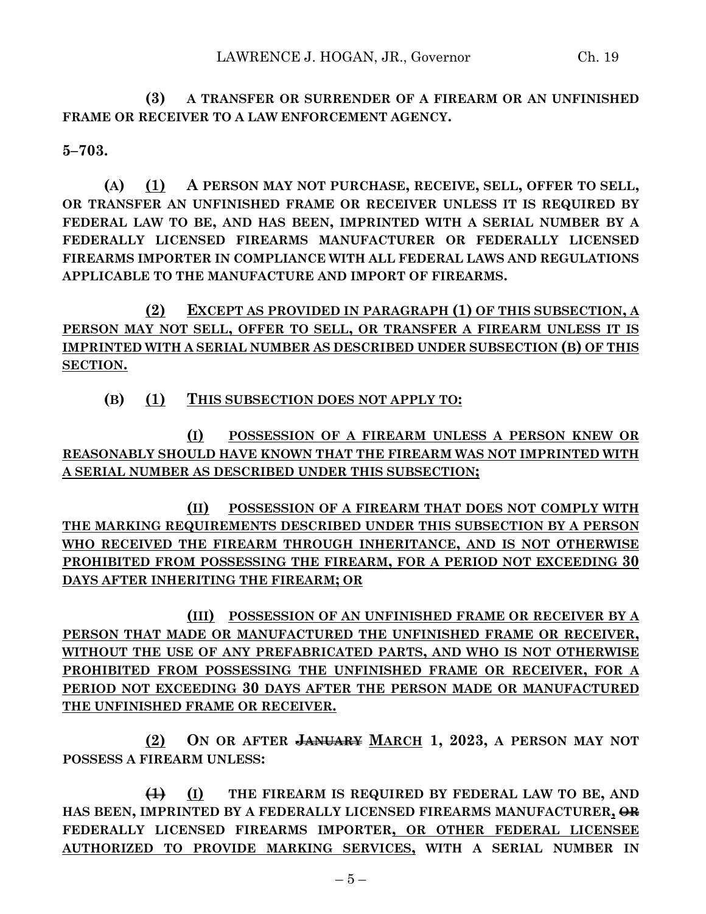**(3) A TRANSFER OR SURRENDER OF A FIREARM OR AN UNFINISHED FRAME OR RECEIVER TO A LAW ENFORCEMENT AGENCY.**

**5–703.**

**(A)** <u>(1)</u> **A PERSON MAY NOT PURCHASE, RECEIVE, SELL, OFFER TO SELL, OR TRANSFER AN UNFINISHED FRAME OR RECEIVER UNLESS IT IS REQUIRED BY FEDERAL LAW TO BE, AND HAS BEEN, IMPRINTED WITH A SERIAL NUMBER BY A FEDERALLY LICENSED FIREARMS MANUFACTURER OR FEDERALLY LICENSED FIREARMS IMPORTER IN COMPLIANCE WITH ALL FEDERAL LAWS AND REGULATIONS APPLICABLE TO THE MANUFACTURE AND IMPORT OF FIREARMS.**

<u>**(2) EXCEPT AS PROVIDED IN PARAGRAPH (1) OF THIS SUBSECTION, A PERSON MAY NOT SELL, OFFER TO SELL, OR TRANSFER A FIREARM UNLESS IT IS IMPRINTED WITH A SERIAL NUMBER AS DESCRIBED UNDER SUBSECTION (B) OF THIS SECTION.**</u>

**(B)** <u>**(1) THIS SUBSECTION DOES NOT APPLY TO:**</u>

<u>**(I) POSSESSION OF A FIREARM UNLESS A PERSON KNEW OR REASONABLY SHOULD HAVE KNOWN THAT THE FIREARM WAS NOT IMPRINTED WITH A SERIAL NUMBER AS DESCRIBED UNDER THIS SUBSECTION;**</u>

<u>**(II) POSSESSION OF A FIREARM THAT DOES NOT COMPLY WITH THE MARKING REQUIREMENTS DESCRIBED UNDER THIS SUBSECTION BY A PERSON WHO RECEIVED THE FIREARM THROUGH INHERITANCE, AND IS NOT OTHERWISE PROHIBITED FROM POSSESSING THE FIREARM, FOR A PERIOD NOT EXCEEDING 30 DAYS AFTER INHERITING THE FIREARM; OR**</u>

<u>**(III) POSSESSION OF AN UNFINISHED FRAME OR RECEIVER BY A PERSON THAT MADE OR MANUFACTURED THE UNFINISHED FRAME OR RECEIVER, WITHOUT THE USE OF ANY PREFABRICATED PARTS, AND WHO IS NOT OTHERWISE PROHIBITED FROM POSSESSING THE UNFINISHED FRAME OR RECEIVER, FOR A PERIOD NOT EXCEEDING 30 DAYS AFTER THE PERSON MADE OR MANUFACTURED THE UNFINISHED FRAME OR RECEIVER.**</u>

<u>**(2)**</u> **ON OR AFTER ~~JANUARY~~** <u>**MARCH**</u> **1, 2023, A PERSON MAY NOT POSSESS A FIREARM UNLESS:**

**~~(1)~~** <u>**(I)**</u> **THE FIREARM IS REQUIRED BY FEDERAL LAW TO BE, AND HAS BEEN, IMPRINTED BY A FEDERALLY LICENSED FIREARMS MANUFACTURER**<u>**,**</u> **~~OR~~ FEDERALLY LICENSED FIREARMS IMPORTER**<u>**, OR OTHER FEDERAL LICENSEE AUTHORIZED TO PROVIDE MARKING SERVICES,**</u> **WITH A SERIAL NUMBER IN**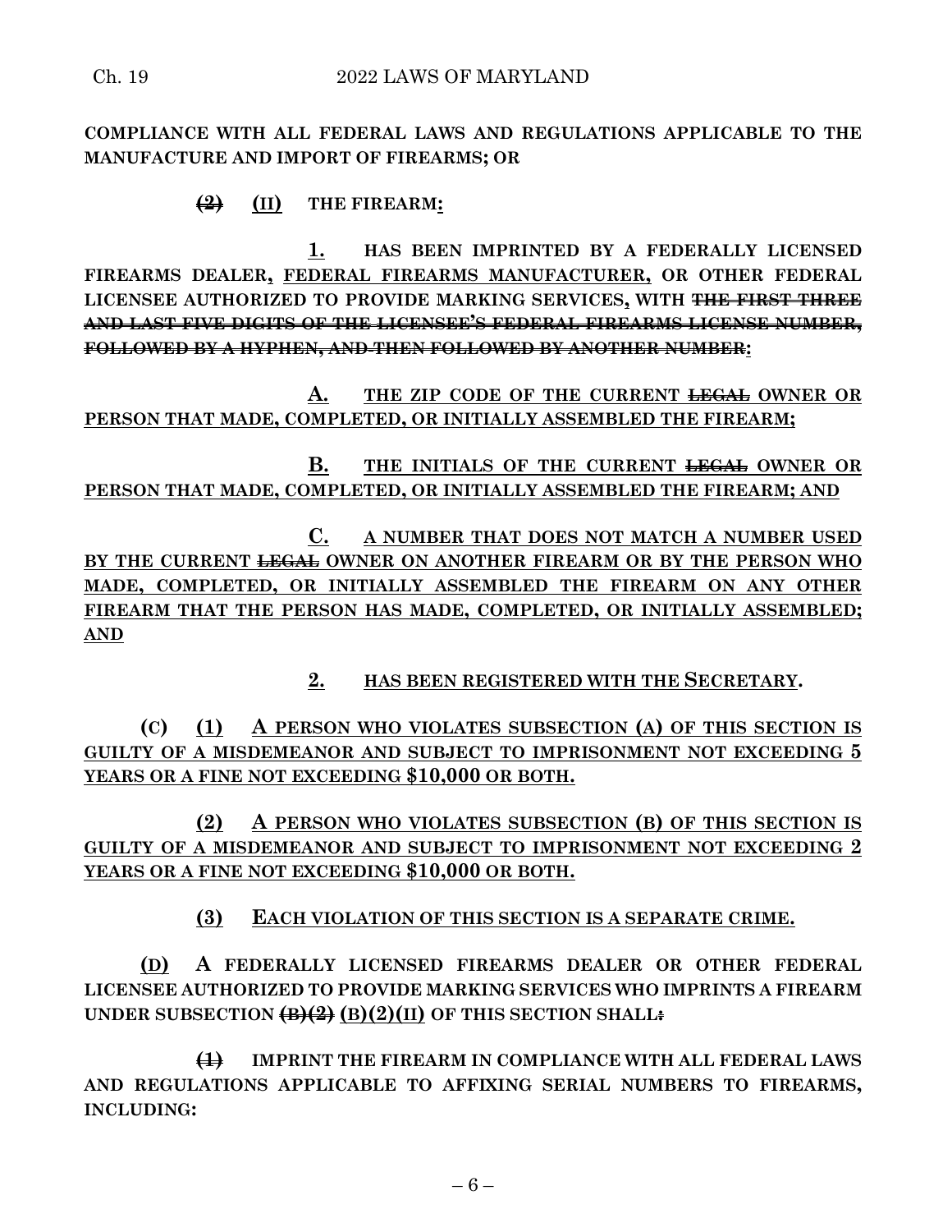**COMPLIANCE WITH ALL FEDERAL LAWS AND REGULATIONS APPLICABLE TO THE MANUFACTURE AND IMPORT OF FIREARMS; OR**

~~**(2)**~~ <u>**(II)**</u> **THE FIREARM<u>:</u>**

<u>**1.**</u> **HAS BEEN IMPRINTED BY A FEDERALLY LICENSED FIREARMS DEALER<u>,</u> <u>FEDERAL FIREARMS MANUFACTURER,</u> OR OTHER FEDERAL LICENSEE AUTHORIZED TO PROVIDE MARKING SERVICES<u>,</u> WITH ~~THE FIRST THREE AND LAST FIVE DIGITS OF THE LICENSEE'S FEDERAL FIREARMS LICENSE NUMBER, FOLLOWED BY A HYPHEN, AND THEN FOLLOWED BY ANOTHER NUMBER~~<u>:</u>**

<u>**A.**</u> <u>**THE ZIP CODE OF THE CURRENT ~~LEGAL~~ OWNER OR PERSON THAT MADE, COMPLETED, OR INITIALLY ASSEMBLED THE FIREARM;**</u>

<u>**B.**</u> <u>**THE INITIALS OF THE CURRENT ~~LEGAL~~ OWNER OR PERSON THAT MADE, COMPLETED, OR INITIALLY ASSEMBLED THE FIREARM; AND**</u>

<u>**C.**</u> <u>**A NUMBER THAT DOES NOT MATCH A NUMBER USED BY THE CURRENT ~~LEGAL~~ OWNER ON ANOTHER FIREARM OR BY THE PERSON WHO MADE, COMPLETED, OR INITIALLY ASSEMBLED THE FIREARM ON ANY OTHER FIREARM THAT THE PERSON HAS MADE, COMPLETED, OR INITIALLY ASSEMBLED; AND**</u>

<u>**2.**</u> <u>**HAS BEEN REGISTERED WITH THE SECRETARY.**</u>

**(C)** <u>**(1)**</u> <u>**A PERSON WHO VIOLATES SUBSECTION (A) OF THIS SECTION IS GUILTY OF A MISDEMEANOR AND SUBJECT TO IMPRISONMENT NOT EXCEEDING 5 YEARS OR A FINE NOT EXCEEDING $10,000 OR BOTH.**</u>

<u>**(2)**</u> <u>**A PERSON WHO VIOLATES SUBSECTION (B) OF THIS SECTION IS GUILTY OF A MISDEMEANOR AND SUBJECT TO IMPRISONMENT NOT EXCEEDING 2 YEARS OR A FINE NOT EXCEEDING $10,000 OR BOTH.**</u>

<u>**(3)**</u> <u>**EACH VIOLATION OF THIS SECTION IS A SEPARATE CRIME.**</u>

<u>**(D)**</u> **A FEDERALLY LICENSED FIREARMS DEALER OR OTHER FEDERAL LICENSEE AUTHORIZED TO PROVIDE MARKING SERVICES WHO IMPRINTS A FIREARM UNDER SUBSECTION ~~(B)(2)~~ <u>(B)(2)(II)</u> OF THIS SECTION SHALL~~:~~**

~~**(1)**~~ **IMPRINT THE FIREARM IN COMPLIANCE WITH ALL FEDERAL LAWS AND REGULATIONS APPLICABLE TO AFFIXING SERIAL NUMBERS TO FIREARMS, INCLUDING:**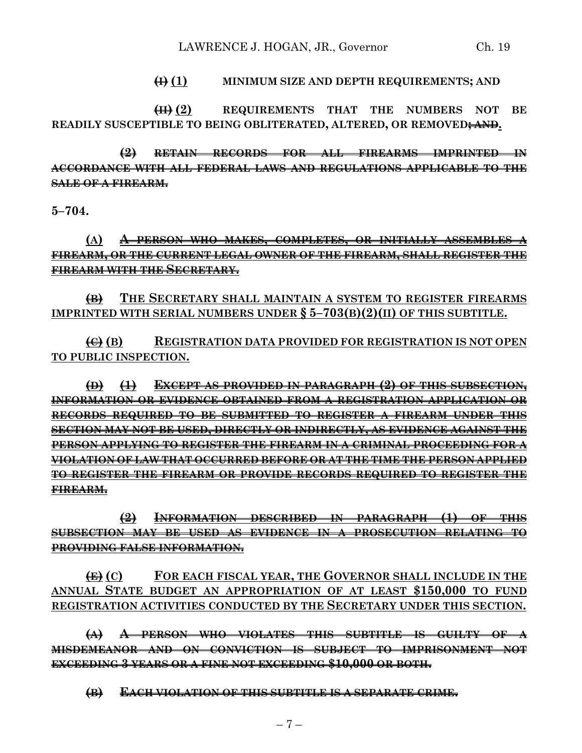~~(I)~~ (1) MINIMUM SIZE AND DEPTH REQUIREMENTS; AND

~~(II)~~ (2) REQUIREMENTS THAT THE NUMBERS NOT BE READILY SUSCEPTIBLE TO BEING OBLITERATED, ALTERED, OR REMOVED~~; AND~~.

~~(2) RETAIN RECORDS FOR ALL FIREARMS IMPRINTED IN ACCORDANCE WITH ALL FEDERAL LAWS AND REGULATIONS APPLICABLE TO THE SALE OF A FIREARM.~~

**5–704.**

(A) ~~A PERSON WHO MAKES, COMPLETES, OR INITIALLY ASSEMBLES A FIREARM, OR THE CURRENT LEGAL OWNER OF THE FIREARM, SHALL REGISTER THE FIREARM WITH THE SECRETARY.~~

~~(B)~~ THE SECRETARY SHALL MAINTAIN A SYSTEM TO REGISTER FIREARMS IMPRINTED WITH SERIAL NUMBERS UNDER § 5–703(B)(2)(II) OF THIS SUBTITLE.

~~(C)~~ (B) REGISTRATION DATA PROVIDED FOR REGISTRATION IS NOT OPEN TO PUBLIC INSPECTION.

~~(D) (1) EXCEPT AS PROVIDED IN PARAGRAPH (2) OF THIS SUBSECTION, INFORMATION OR EVIDENCE OBTAINED FROM A REGISTRATION APPLICATION OR RECORDS REQUIRED TO BE SUBMITTED TO REGISTER A FIREARM UNDER THIS SECTION MAY NOT BE USED, DIRECTLY OR INDIRECTLY, AS EVIDENCE AGAINST THE PERSON APPLYING TO REGISTER THE FIREARM IN A CRIMINAL PROCEEDING FOR A VIOLATION OF LAW THAT OCCURRED BEFORE OR AT THE TIME THE PERSON APPLIED TO REGISTER THE FIREARM OR PROVIDE RECORDS REQUIRED TO REGISTER THE FIREARM.~~

~~(2) INFORMATION DESCRIBED IN PARAGRAPH (1) OF THIS SUBSECTION MAY BE USED AS EVIDENCE IN A PROSECUTION RELATING TO PROVIDING FALSE INFORMATION.~~

~~(E)~~ (C) FOR EACH FISCAL YEAR, THE GOVERNOR SHALL INCLUDE IN THE ANNUAL STATE BUDGET AN APPROPRIATION OF AT LEAST $150,000 TO FUND REGISTRATION ACTIVITIES CONDUCTED BY THE SECRETARY UNDER THIS SECTION.

~~(A) A PERSON WHO VIOLATES THIS SUBTITLE IS GUILTY OF A MISDEMEANOR AND ON CONVICTION IS SUBJECT TO IMPRISONMENT NOT EXCEEDING 3 YEARS OR A FINE NOT EXCEEDING $10,000 OR BOTH.~~

~~(B) EACH VIOLATION OF THIS SUBTITLE IS A SEPARATE CRIME.~~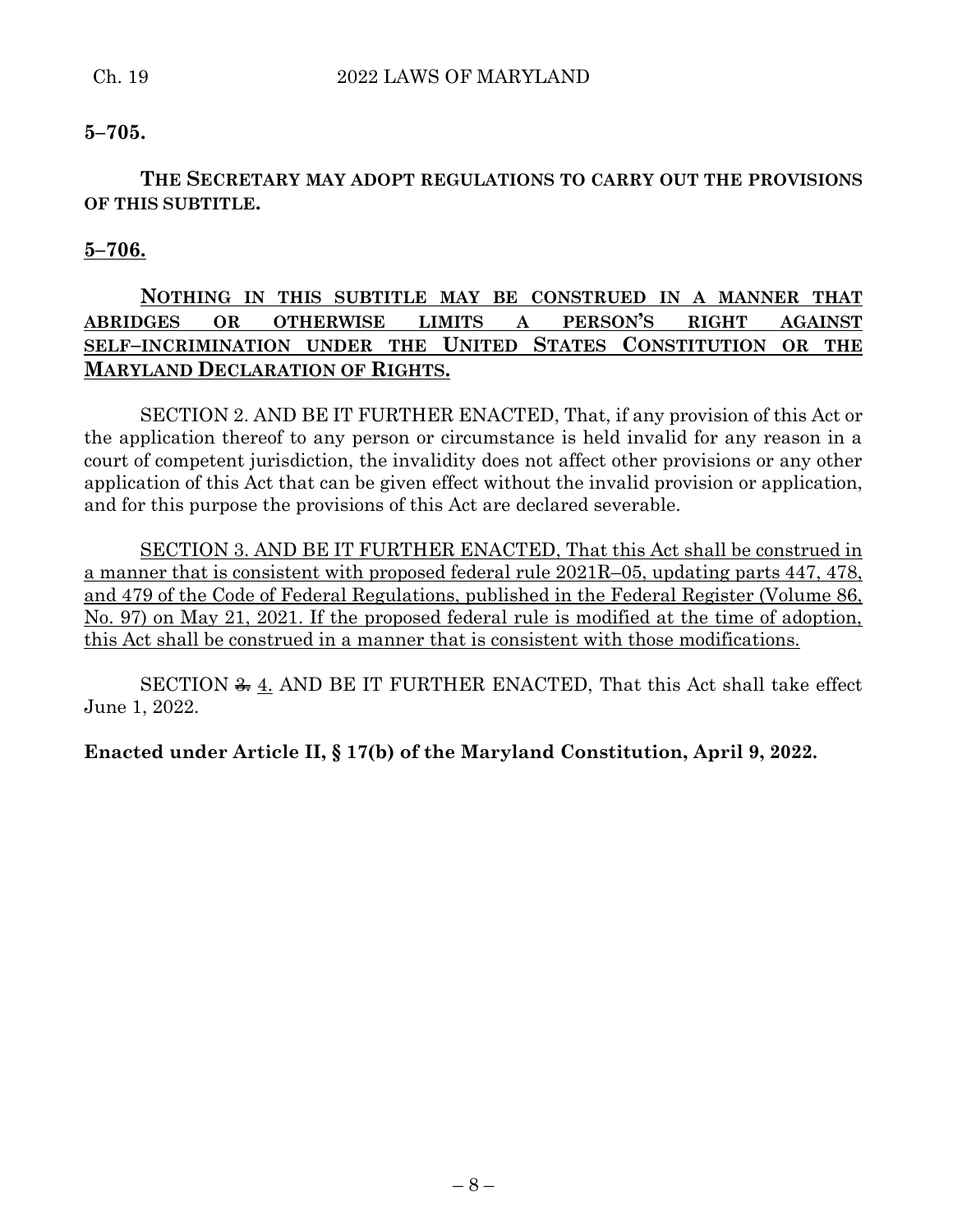**5–705.**

**THE SECRETARY MAY ADOPT REGULATIONS TO CARRY OUT THE PROVISIONS OF THIS SUBTITLE.**

**5–706.**

**NOTHING IN THIS SUBTITLE MAY BE CONSTRUED IN A MANNER THAT ABRIDGES OR OTHERWISE LIMITS A PERSON'S RIGHT AGAINST SELF–INCRIMINATION UNDER THE UNITED STATES CONSTITUTION OR THE MARYLAND DECLARATION OF RIGHTS.**

SECTION 2. AND BE IT FURTHER ENACTED, That, if any provision of this Act or the application thereof to any person or circumstance is held invalid for any reason in a court of competent jurisdiction, the invalidity does not affect other provisions or any other application of this Act that can be given effect without the invalid provision or application, and for this purpose the provisions of this Act are declared severable.

SECTION 3. AND BE IT FURTHER ENACTED, That this Act shall be construed in a manner that is consistent with proposed federal rule 2021R–05, updating parts 447, 478, and 479 of the Code of Federal Regulations, published in the Federal Register (Volume 86, No. 97) on May 21, 2021. If the proposed federal rule is modified at the time of adoption, this Act shall be construed in a manner that is consistent with those modifications.

SECTION ~~3.~~ 4. AND BE IT FURTHER ENACTED, That this Act shall take effect June 1, 2022.

**Enacted under Article II, § 17(b) of the Maryland Constitution, April 9, 2022.**